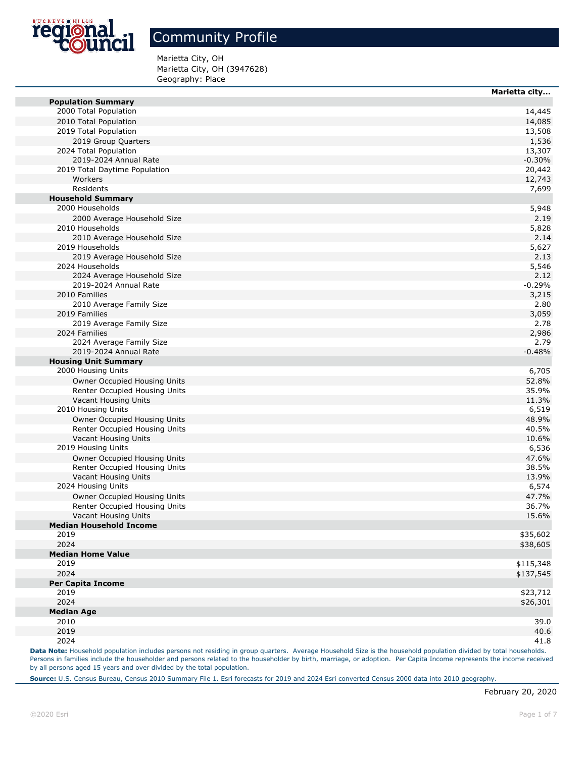# Community Profile

Marietta City, OH
Marietta City, OH (3947628)
Geography: Place

| | Marietta city... |
|---|---|
| **Population Summary** | |
| 2000 Total Population | 14,445 |
| 2010 Total Population | 14,085 |
| 2019 Total Population | 13,508 |
| 2019 Group Quarters | 1,536 |
| 2024 Total Population | 13,307 |
| 2019-2024 Annual Rate | -0.30% |
| 2019 Total Daytime Population | 20,442 |
| Workers | 12,743 |
| Residents | 7,699 |
| **Household Summary** | |
| 2000 Households | 5,948 |
| 2000 Average Household Size | 2.19 |
| 2010 Households | 5,828 |
| 2010 Average Household Size | 2.14 |
| 2019 Households | 5,627 |
| 2019 Average Household Size | 2.13 |
| 2024 Households | 5,546 |
| 2024 Average Household Size | 2.12 |
| 2019-2024 Annual Rate | -0.29% |
| 2010 Families | 3,215 |
| 2010 Average Family Size | 2.80 |
| 2019 Families | 3,059 |
| 2019 Average Family Size | 2.78 |
| 2024 Families | 2,986 |
| 2024 Average Family Size | 2.79 |
| 2019-2024 Annual Rate | -0.48% |
| **Housing Unit Summary** | |
| 2000 Housing Units | 6,705 |
| Owner Occupied Housing Units | 52.8% |
| Renter Occupied Housing Units | 35.9% |
| Vacant Housing Units | 11.3% |
| 2010 Housing Units | 6,519 |
| Owner Occupied Housing Units | 48.9% |
| Renter Occupied Housing Units | 40.5% |
| Vacant Housing Units | 10.6% |
| 2019 Housing Units | 6,536 |
| Owner Occupied Housing Units | 47.6% |
| Renter Occupied Housing Units | 38.5% |
| Vacant Housing Units | 13.9% |
| 2024 Housing Units | 6,574 |
| Owner Occupied Housing Units | 47.7% |
| Renter Occupied Housing Units | 36.7% |
| Vacant Housing Units | 15.6% |
| **Median Household Income** | |
| 2019 | $35,602 |
| 2024 | $38,605 |
| **Median Home Value** | |
| 2019 | $115,348 |
| 2024 | $137,545 |
| **Per Capita Income** | |
| 2019 | $23,712 |
| 2024 | $26,301 |
| **Median Age** | |
| 2010 | 39.0 |
| 2019 | 40.6 |
| 2024 | 41.8 |

**Data Note:** Household population includes persons not residing in group quarters. Average Household Size is the household population divided by total households. Persons in families include the householder and persons related to the householder by birth, marriage, or adoption. Per Capita Income represents the income received by all persons aged 15 years and over divided by the total population.

**Source:** U.S. Census Bureau, Census 2010 Summary File 1. Esri forecasts for 2019 and 2024 Esri converted Census 2000 data into 2010 geography.

February 20, 2020

©2020 Esri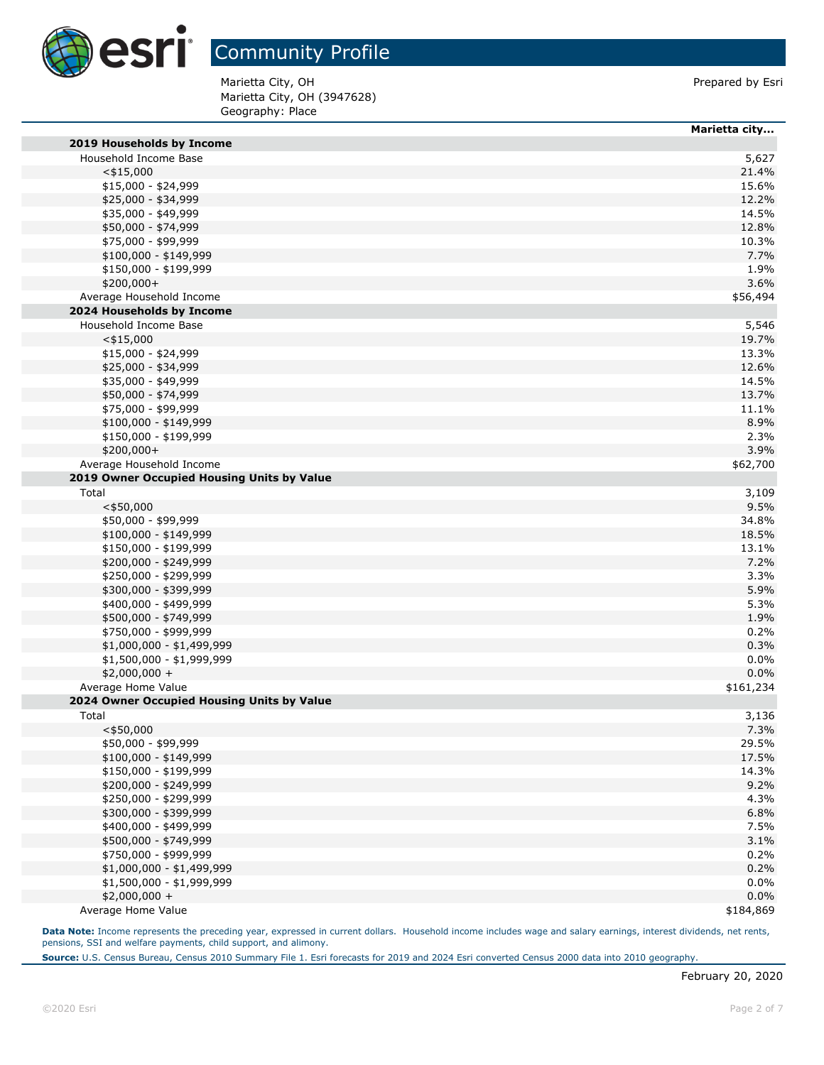# Community Profile

Marietta City, OH
Marietta City, OH (3947628)
Geography: Place

Prepared by Esri

| | Marietta city... |
|---|---|
| **2019 Households by Income** | |
| Household Income Base | 5,627 |
| <$15,000 | 21.4% |
| $15,000 - $24,999 | 15.6% |
| $25,000 - $34,999 | 12.2% |
| $35,000 - $49,999 | 14.5% |
| $50,000 - $74,999 | 12.8% |
| $75,000 - $99,999 | 10.3% |
| $100,000 - $149,999 | 7.7% |
| $150,000 - $199,999 | 1.9% |
| $200,000+ | 3.6% |
| Average Household Income | $56,494 |
| **2024 Households by Income** | |
| Household Income Base | 5,546 |
| <$15,000 | 19.7% |
| $15,000 - $24,999 | 13.3% |
| $25,000 - $34,999 | 12.6% |
| $35,000 - $49,999 | 14.5% |
| $50,000 - $74,999 | 13.7% |
| $75,000 - $99,999 | 11.1% |
| $100,000 - $149,999 | 8.9% |
| $150,000 - $199,999 | 2.3% |
| $200,000+ | 3.9% |
| Average Household Income | $62,700 |
| **2019 Owner Occupied Housing Units by Value** | |
| Total | 3,109 |
| <$50,000 | 9.5% |
| $50,000 - $99,999 | 34.8% |
| $100,000 - $149,999 | 18.5% |
| $150,000 - $199,999 | 13.1% |
| $200,000 - $249,999 | 7.2% |
| $250,000 - $299,999 | 3.3% |
| $300,000 - $399,999 | 5.9% |
| $400,000 - $499,999 | 5.3% |
| $500,000 - $749,999 | 1.9% |
| $750,000 - $999,999 | 0.2% |
| $1,000,000 - $1,499,999 | 0.3% |
| $1,500,000 - $1,999,999 | 0.0% |
| $2,000,000 + | 0.0% |
| Average Home Value | $161,234 |
| **2024 Owner Occupied Housing Units by Value** | |
| Total | 3,136 |
| <$50,000 | 7.3% |
| $50,000 - $99,999 | 29.5% |
| $100,000 - $149,999 | 17.5% |
| $150,000 - $199,999 | 14.3% |
| $200,000 - $249,999 | 9.2% |
| $250,000 - $299,999 | 4.3% |
| $300,000 - $399,999 | 6.8% |
| $400,000 - $499,999 | 7.5% |
| $500,000 - $749,999 | 3.1% |
| $750,000 - $999,999 | 0.2% |
| $1,000,000 - $1,499,999 | 0.2% |
| $1,500,000 - $1,999,999 | 0.0% |
| $2,000,000 + | 0.0% |
| Average Home Value | $184,869 |

**Data Note:** Income represents the preceding year, expressed in current dollars. Household income includes wage and salary earnings, interest dividends, net rents, pensions, SSI and welfare payments, child support, and alimony.

**Source:** U.S. Census Bureau, Census 2010 Summary File 1. Esri forecasts for 2019 and 2024 Esri converted Census 2000 data into 2010 geography.

February 20, 2020

©2020 Esri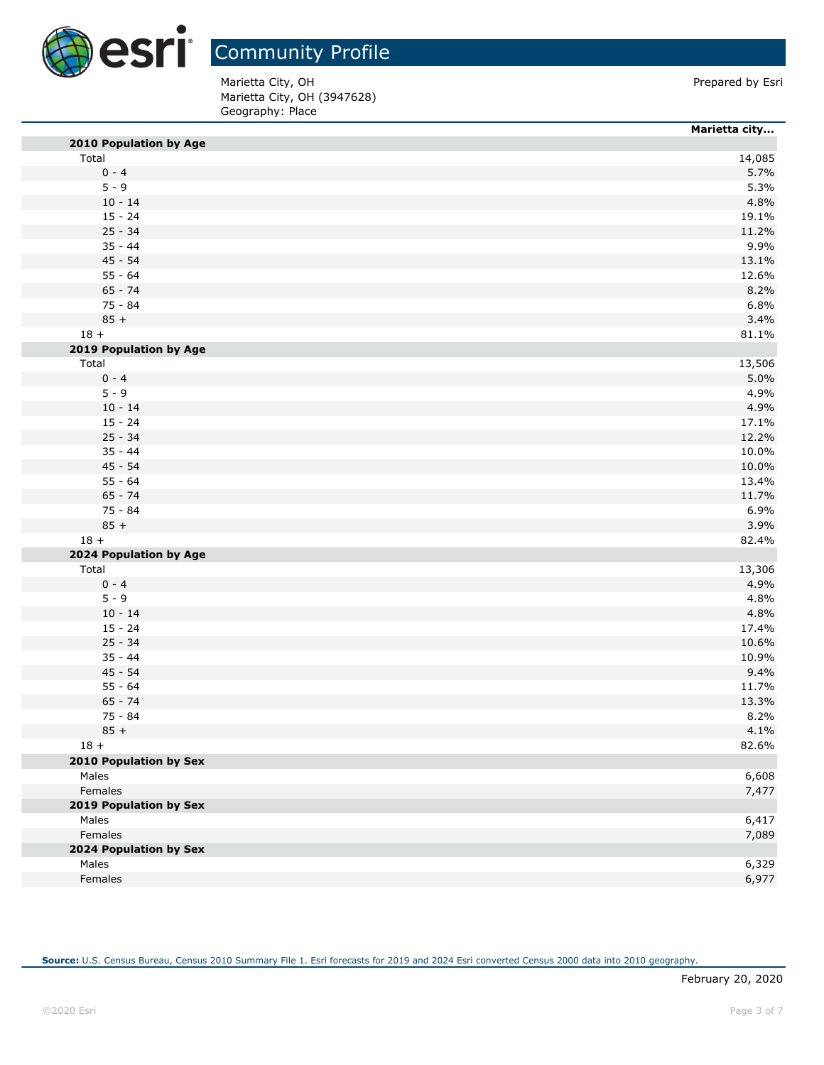# Community Profile

Marietta City, OH
Marietta City, OH (3947628)
Geography: Place

Prepared by Esri

| | Marietta city... |
|---|---|
| **2010 Population by Age** | |
| Total | 14,085 |
| 0 - 4 | 5.7% |
| 5 - 9 | 5.3% |
| 10 - 14 | 4.8% |
| 15 - 24 | 19.1% |
| 25 - 34 | 11.2% |
| 35 - 44 | 9.9% |
| 45 - 54 | 13.1% |
| 55 - 64 | 12.6% |
| 65 - 74 | 8.2% |
| 75 - 84 | 6.8% |
| 85 + | 3.4% |
| 18 + | 81.1% |
| **2019 Population by Age** | |
| Total | 13,506 |
| 0 - 4 | 5.0% |
| 5 - 9 | 4.9% |
| 10 - 14 | 4.9% |
| 15 - 24 | 17.1% |
| 25 - 34 | 12.2% |
| 35 - 44 | 10.0% |
| 45 - 54 | 10.0% |
| 55 - 64 | 13.4% |
| 65 - 74 | 11.7% |
| 75 - 84 | 6.9% |
| 85 + | 3.9% |
| 18 + | 82.4% |
| **2024 Population by Age** | |
| Total | 13,306 |
| 0 - 4 | 4.9% |
| 5 - 9 | 4.8% |
| 10 - 14 | 4.8% |
| 15 - 24 | 17.4% |
| 25 - 34 | 10.6% |
| 35 - 44 | 10.9% |
| 45 - 54 | 9.4% |
| 55 - 64 | 11.7% |
| 65 - 74 | 13.3% |
| 75 - 84 | 8.2% |
| 85 + | 4.1% |
| 18 + | 82.6% |
| **2010 Population by Sex** | |
| Males | 6,608 |
| Females | 7,477 |
| **2019 Population by Sex** | |
| Males | 6,417 |
| Females | 7,089 |
| **2024 Population by Sex** | |
| Males | 6,329 |
| Females | 6,977 |

**Source:** U.S. Census Bureau, Census 2010 Summary File 1. Esri forecasts for 2019 and 2024 Esri converted Census 2000 data into 2010 geography.

February 20, 2020

©2020 Esri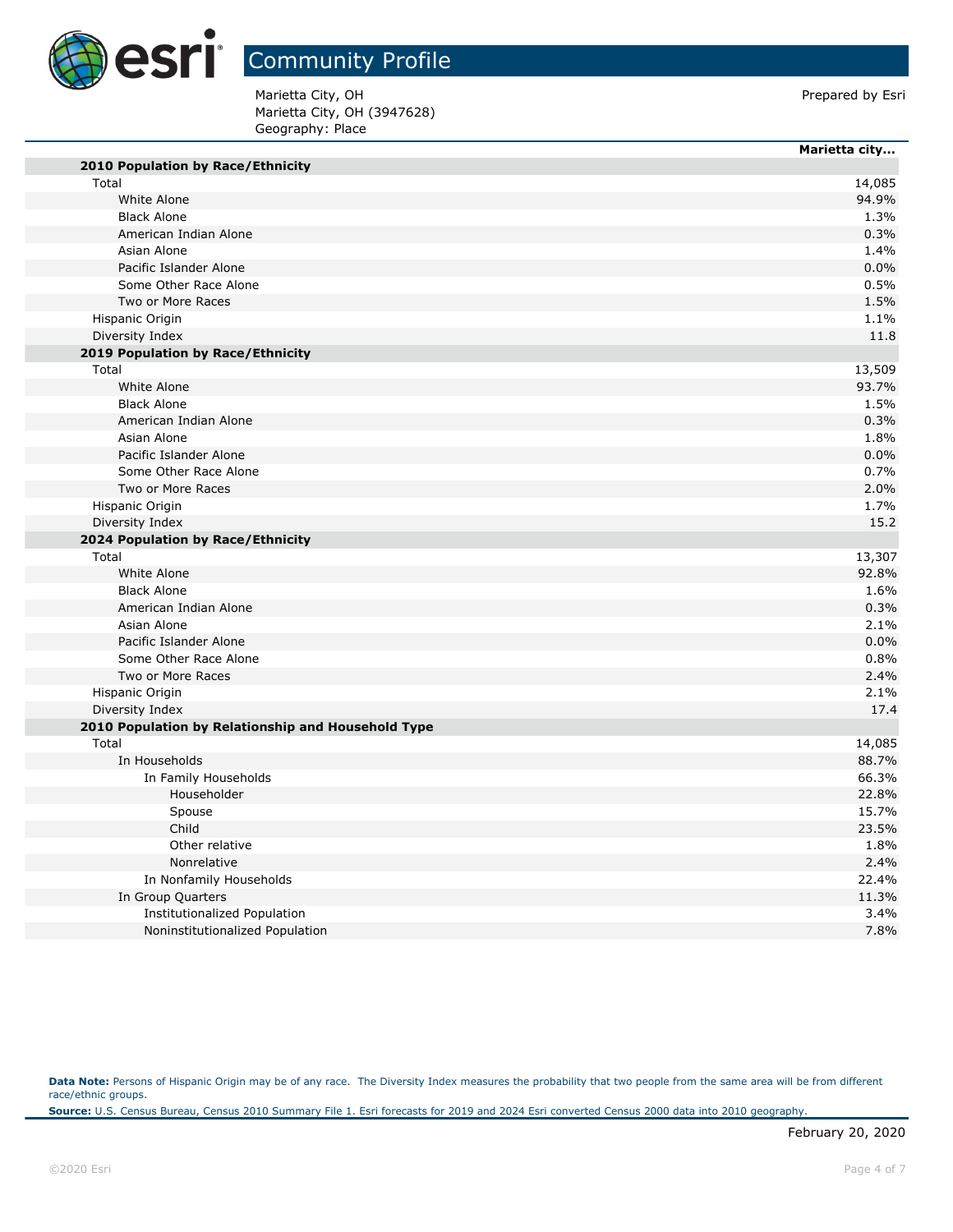# Community Profile

Marietta City, OH
Marietta City, OH (3947628)
Geography: Place

Prepared by Esri

| | Marietta city... |
|---|---|
| **2010 Population by Race/Ethnicity** | |
| Total | 14,085 |
| White Alone | 94.9% |
| Black Alone | 1.3% |
| American Indian Alone | 0.3% |
| Asian Alone | 1.4% |
| Pacific Islander Alone | 0.0% |
| Some Other Race Alone | 0.5% |
| Two or More Races | 1.5% |
| Hispanic Origin | 1.1% |
| Diversity Index | 11.8 |
| **2019 Population by Race/Ethnicity** | |
| Total | 13,509 |
| White Alone | 93.7% |
| Black Alone | 1.5% |
| American Indian Alone | 0.3% |
| Asian Alone | 1.8% |
| Pacific Islander Alone | 0.0% |
| Some Other Race Alone | 0.7% |
| Two or More Races | 2.0% |
| Hispanic Origin | 1.7% |
| Diversity Index | 15.2 |
| **2024 Population by Race/Ethnicity** | |
| Total | 13,307 |
| White Alone | 92.8% |
| Black Alone | 1.6% |
| American Indian Alone | 0.3% |
| Asian Alone | 2.1% |
| Pacific Islander Alone | 0.0% |
| Some Other Race Alone | 0.8% |
| Two or More Races | 2.4% |
| Hispanic Origin | 2.1% |
| Diversity Index | 17.4 |
| **2010 Population by Relationship and Household Type** | |
| Total | 14,085 |
| In Households | 88.7% |
| In Family Households | 66.3% |
| Householder | 22.8% |
| Spouse | 15.7% |
| Child | 23.5% |
| Other relative | 1.8% |
| Nonrelative | 2.4% |
| In Nonfamily Households | 22.4% |
| In Group Quarters | 11.3% |
| Institutionalized Population | 3.4% |
| Noninstitutionalized Population | 7.8% |

**Data Note:** Persons of Hispanic Origin may be of any race. The Diversity Index measures the probability that two people from the same area will be from different race/ethnic groups.

**Source:** U.S. Census Bureau, Census 2010 Summary File 1. Esri forecasts for 2019 and 2024 Esri converted Census 2000 data into 2010 geography.

February 20, 2020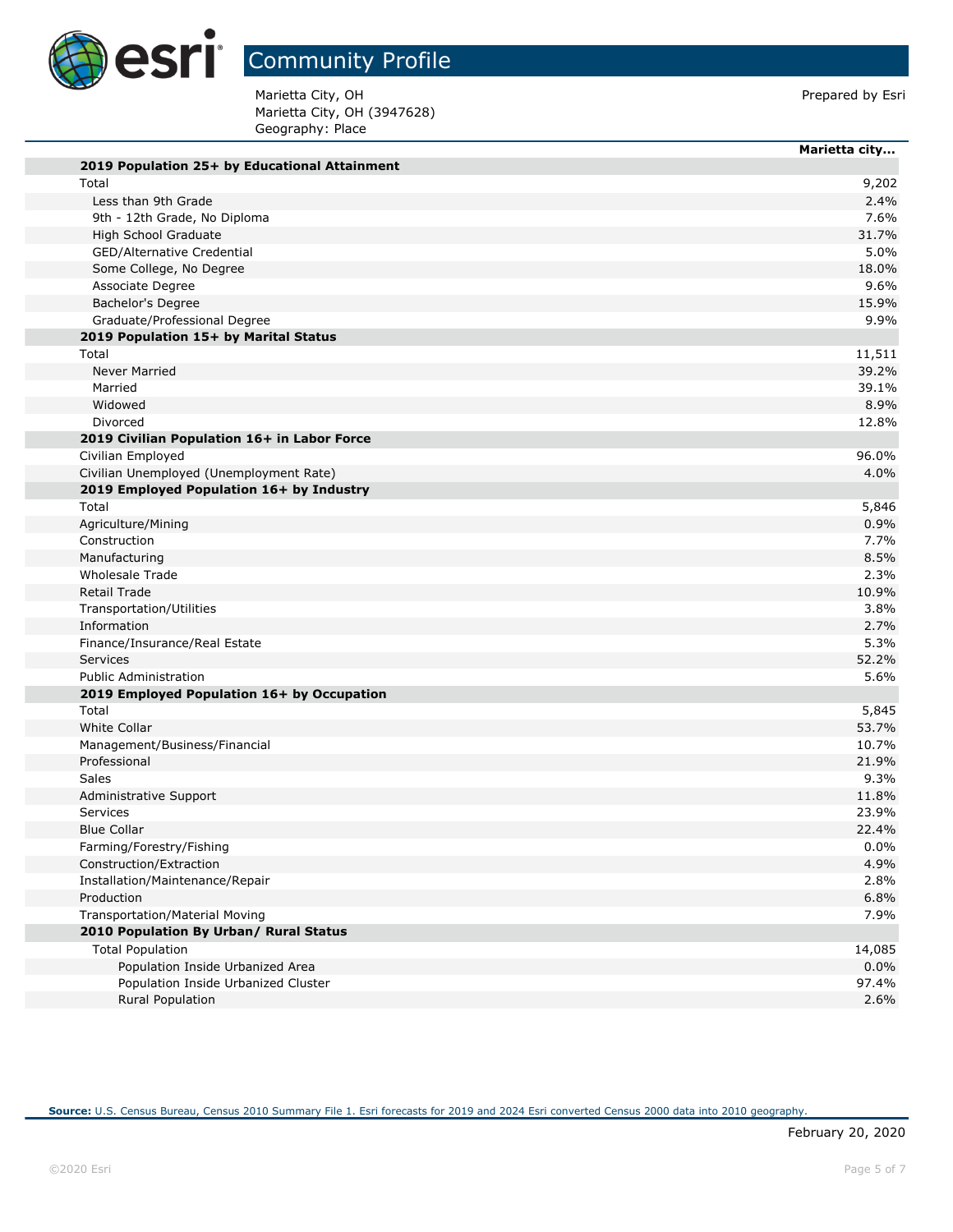# Community Profile

Marietta City, OH
Marietta City, OH (3947628)
Geography: Place

Prepared by Esri

| | Marietta city... |
|---|---|
| **2019 Population 25+ by Educational Attainment** | |
| Total | 9,202 |
| Less than 9th Grade | 2.4% |
| 9th - 12th Grade, No Diploma | 7.6% |
| High School Graduate | 31.7% |
| GED/Alternative Credential | 5.0% |
| Some College, No Degree | 18.0% |
| Associate Degree | 9.6% |
| Bachelor's Degree | 15.9% |
| Graduate/Professional Degree | 9.9% |
| **2019 Population 15+ by Marital Status** | |
| Total | 11,511 |
| Never Married | 39.2% |
| Married | 39.1% |
| Widowed | 8.9% |
| Divorced | 12.8% |
| **2019 Civilian Population 16+ in Labor Force** | |
| Civilian Employed | 96.0% |
| Civilian Unemployed (Unemployment Rate) | 4.0% |
| **2019 Employed Population 16+ by Industry** | |
| Total | 5,846 |
| Agriculture/Mining | 0.9% |
| Construction | 7.7% |
| Manufacturing | 8.5% |
| Wholesale Trade | 2.3% |
| Retail Trade | 10.9% |
| Transportation/Utilities | 3.8% |
| Information | 2.7% |
| Finance/Insurance/Real Estate | 5.3% |
| Services | 52.2% |
| Public Administration | 5.6% |
| **2019 Employed Population 16+ by Occupation** | |
| Total | 5,845 |
| White Collar | 53.7% |
| Management/Business/Financial | 10.7% |
| Professional | 21.9% |
| Sales | 9.3% |
| Administrative Support | 11.8% |
| Services | 23.9% |
| Blue Collar | 22.4% |
| Farming/Forestry/Fishing | 0.0% |
| Construction/Extraction | 4.9% |
| Installation/Maintenance/Repair | 2.8% |
| Production | 6.8% |
| Transportation/Material Moving | 7.9% |
| **2010 Population By Urban/ Rural Status** | |
| Total Population | 14,085 |
| Population Inside Urbanized Area | 0.0% |
| Population Inside Urbanized Cluster | 97.4% |
| Rural Population | 2.6% |

**Source:** U.S. Census Bureau, Census 2010 Summary File 1. Esri forecasts for 2019 and 2024 Esri converted Census 2000 data into 2010 geography.

February 20, 2020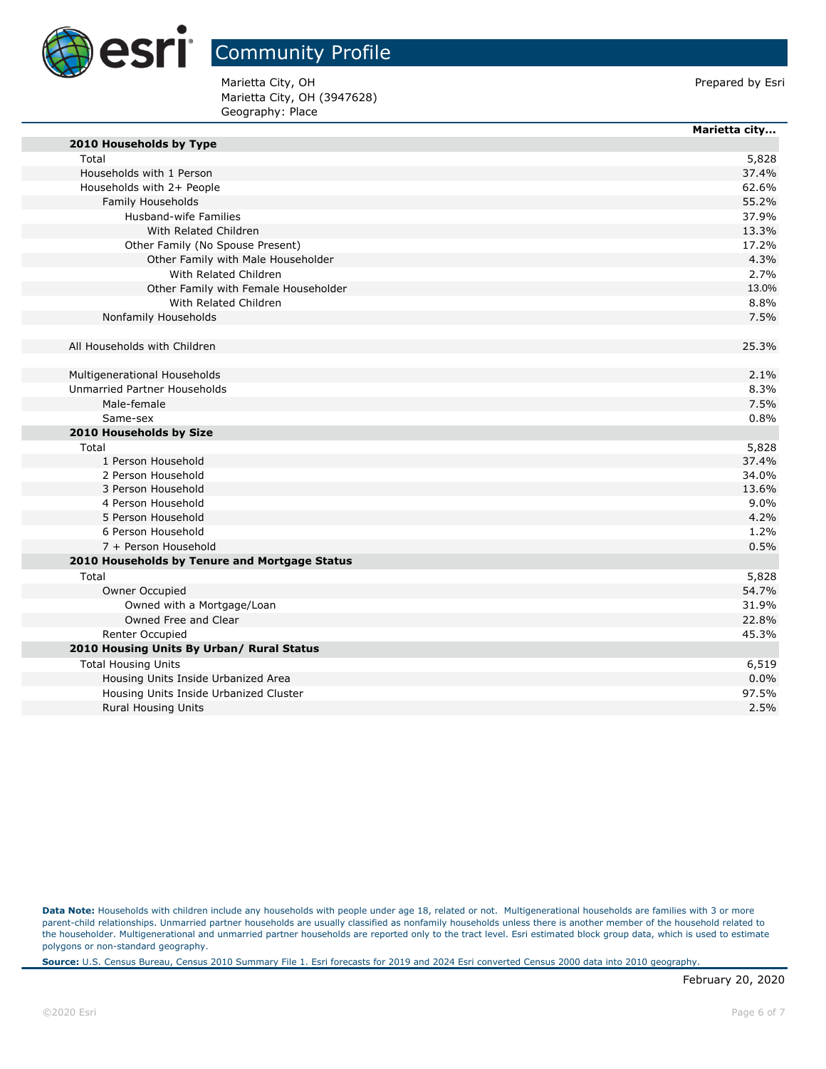# Community Profile

Marietta City, OH
Marietta City, OH (3947628)
Geography: Place

Prepared by Esri

| | Marietta city... |
|---|---|
| **2010 Households by Type** | |
| Total | 5,828 |
| Households with 1 Person | 37.4% |
| Households with 2+ People | 62.6% |
| Family Households | 55.2% |
| Husband-wife Families | 37.9% |
| With Related Children | 13.3% |
| Other Family (No Spouse Present) | 17.2% |
| Other Family with Male Householder | 4.3% |
| With Related Children | 2.7% |
| Other Family with Female Householder | 13.0% |
| With Related Children | 8.8% |
| Nonfamily Households | 7.5% |
| | |
| All Households with Children | 25.3% |
| | |
| Multigenerational Households | 2.1% |
| Unmarried Partner Households | 8.3% |
| Male-female | 7.5% |
| Same-sex | 0.8% |
| **2010 Households by Size** | |
| Total | 5,828 |
| 1 Person Household | 37.4% |
| 2 Person Household | 34.0% |
| 3 Person Household | 13.6% |
| 4 Person Household | 9.0% |
| 5 Person Household | 4.2% |
| 6 Person Household | 1.2% |
| 7 + Person Household | 0.5% |
| **2010 Households by Tenure and Mortgage Status** | |
| Total | 5,828 |
| Owner Occupied | 54.7% |
| Owned with a Mortgage/Loan | 31.9% |
| Owned Free and Clear | 22.8% |
| Renter Occupied | 45.3% |
| **2010 Housing Units By Urban/ Rural Status** | |
| Total Housing Units | 6,519 |
| Housing Units Inside Urbanized Area | 0.0% |
| Housing Units Inside Urbanized Cluster | 97.5% |
| Rural Housing Units | 2.5% |

**Data Note:** Households with children include any households with people under age 18, related or not. Multigenerational households are families with 3 or more parent-child relationships. Unmarried partner households are usually classified as nonfamily households unless there is another member of the household related to the householder. Multigenerational and unmarried partner households are reported only to the tract level. Esri estimated block group data, which is used to estimate polygons or non-standard geography.

**Source:** U.S. Census Bureau, Census 2010 Summary File 1. Esri forecasts for 2019 and 2024 Esri converted Census 2000 data into 2010 geography.

February 20, 2020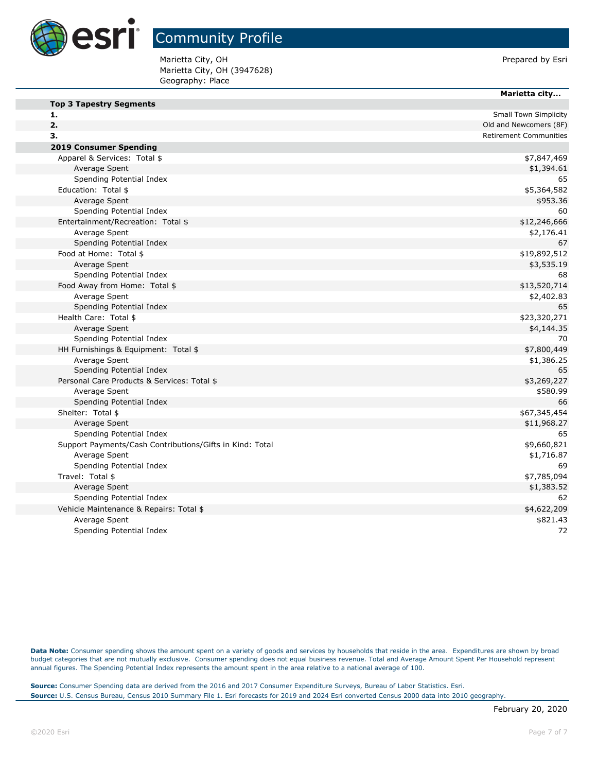# Community Profile

Marietta City, OH
Marietta City, OH (3947628)
Geography: Place

Prepared by Esri

| | Marietta city... |
|---|---|
| **Top 3 Tapestry Segments** | |
| **1.** | Small Town Simplicity |
| **2.** | Old and Newcomers (8F) |
| **3.** | Retirement Communities |
| **2019 Consumer Spending** | |
| Apparel & Services: Total $ | $7,847,469 |
| Average Spent | $1,394.61 |
| Spending Potential Index | 65 |
| Education: Total $ | $5,364,582 |
| Average Spent | $953.36 |
| Spending Potential Index | 60 |
| Entertainment/Recreation: Total $ | $12,246,666 |
| Average Spent | $2,176.41 |
| Spending Potential Index | 67 |
| Food at Home: Total $ | $19,892,512 |
| Average Spent | $3,535.19 |
| Spending Potential Index | 68 |
| Food Away from Home: Total $ | $13,520,714 |
| Average Spent | $2,402.83 |
| Spending Potential Index | 65 |
| Health Care: Total $ | $23,320,271 |
| Average Spent | $4,144.35 |
| Spending Potential Index | 70 |
| HH Furnishings & Equipment: Total $ | $7,800,449 |
| Average Spent | $1,386.25 |
| Spending Potential Index | 65 |
| Personal Care Products & Services: Total $ | $3,269,227 |
| Average Spent | $580.99 |
| Spending Potential Index | 66 |
| Shelter: Total $ | $67,345,454 |
| Average Spent | $11,968.27 |
| Spending Potential Index | 65 |
| Support Payments/Cash Contributions/Gifts in Kind: Total | $9,660,821 |
| Average Spent | $1,716.87 |
| Spending Potential Index | 69 |
| Travel: Total $ | $7,785,094 |
| Average Spent | $1,383.52 |
| Spending Potential Index | 62 |
| Vehicle Maintenance & Repairs: Total $ | $4,622,209 |
| Average Spent | $821.43 |
| Spending Potential Index | 72 |

**Data Note:** Consumer spending shows the amount spent on a variety of goods and services by households that reside in the area. Expenditures are shown by broad budget categories that are not mutually exclusive. Consumer spending does not equal business revenue. Total and Average Amount Spent Per Household represent annual figures. The Spending Potential Index represents the amount spent in the area relative to a national average of 100.

**Source:** Consumer Spending data are derived from the 2016 and 2017 Consumer Expenditure Surveys, Bureau of Labor Statistics. Esri.
**Source:** U.S. Census Bureau, Census 2010 Summary File 1. Esri forecasts for 2019 and 2024 Esri converted Census 2000 data into 2010 geography.

February 20, 2020